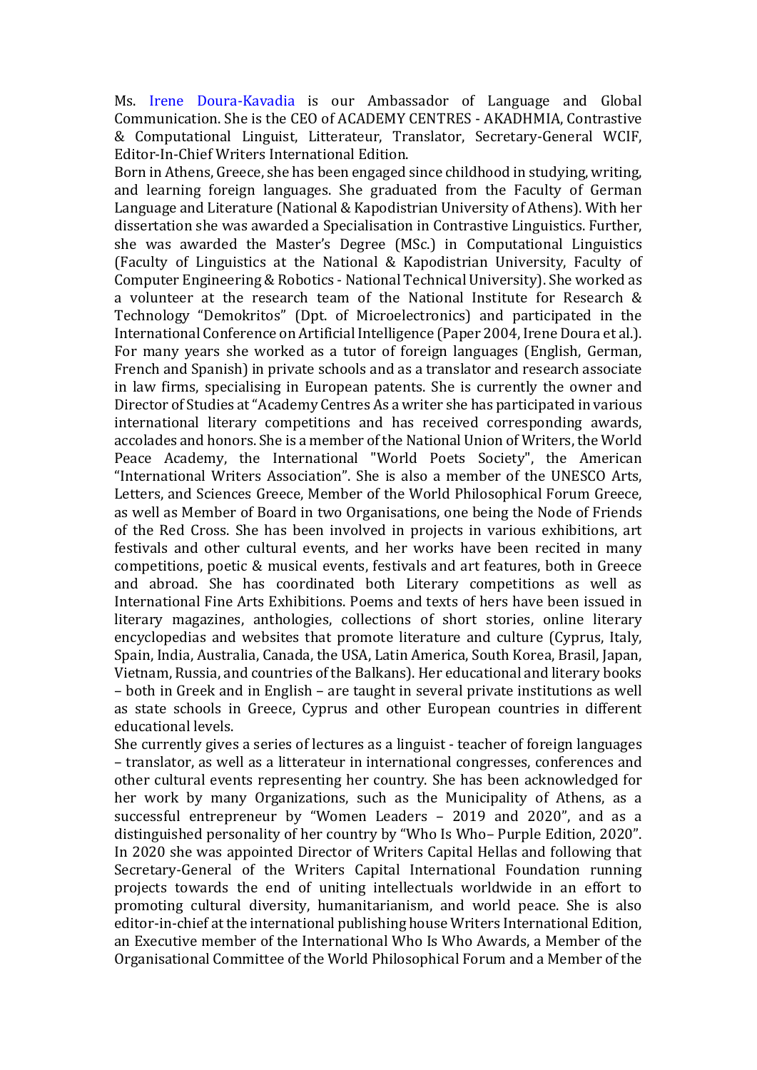Ms. Irene Doura-Kavadia is our Ambassador of Language and Global Communication. She is the CEO of ACADEMY CENTRES - AKADHMIA, Contrastive & Computational Linguist, Litterateur, Translator, Secretary-General WCIF, Editor-In-Chief Writers International Edition.

Born in Athens, Greece, she has been engaged since childhood in studying, writing, and learning foreign languages. She graduated from the Faculty of German Language and Literature (National & Kapodistrian University of Athens). With her dissertation she was awarded a Specialisation in Contrastive Linguistics. Further, she was awarded the Master's Degree (MSc.) in Computational Linguistics (Faculty of Linguistics at the National & Kapodistrian University, Faculty of Computer Engineering & Robotics - National Technical University). She worked as a volunteer at the research team of the National Institute for Research & Technology "Demokritos" (Dpt. of Microelectronics) and participated in the International Conference on Artificial Intelligence (Paper 2004, Irene Doura et al.). For many years she worked as a tutor of foreign languages (English, German, French and Spanish) in private schools and as a translator and research associate in law firms, specialising in European patents. She is currently the owner and Director of Studies at "Academy Centres As a writer she has participated in various international literary competitions and has received corresponding awards, accolades and honors. She is a member of the National Union of Writers, the World Peace Academy, the International "World Poets Society", the American "International Writers Association". She is also a member of the UNESCO Arts, Letters, and Sciences Greece, Member of the World Philosophical Forum Greece, as well as Member of Board in two Organisations, one being the Node of Friends of the Red Cross. She has been involved in projects in various exhibitions, art festivals and other cultural events, and her works have been recited in many competitions, poetic & musical events, festivals and art features, both in Greece and abroad. She has coordinated both Literary competitions as well as International Fine Arts Exhibitions. Poems and texts of hers have been issued in literary magazines, anthologies, collections of short stories, online literary encyclopedias and websites that promote literature and culture (Cyprus, Italy, Spain, India, Australia, Canada, the USA, Latin America, South Korea, Brasil, Japan, Vietnam, Russia, and countries of the Balkans). Her educational and literary books – both in Greek and in English – are taught in several private institutions as well as state schools in Greece, Cyprus and other European countries in different educational levels.

She currently gives a series of lectures as a linguist - teacher of foreign languages – translator, as well as a litterateur in international congresses, conferences and other cultural events representing her country. She has been acknowledged for her work by many Organizations, such as the Municipality of Athens, as a successful entrepreneur by "Women Leaders – 2019 and 2020", and as a distinguished personality of her country by "Who Is Who– Purple Edition, 2020". In 2020 she was appointed Director of Writers Capital Hellas and following that Secretary-General of the Writers Capital International Foundation running projects towards the end of uniting intellectuals worldwide in an effort to promoting cultural diversity, humanitarianism, and world peace. She is also editor-in-chief at the international publishing house Writers International Edition, an Executive member of the International Who Is Who Awards, a Member of the Organisational Committee of the World Philosophical Forum and a Member of the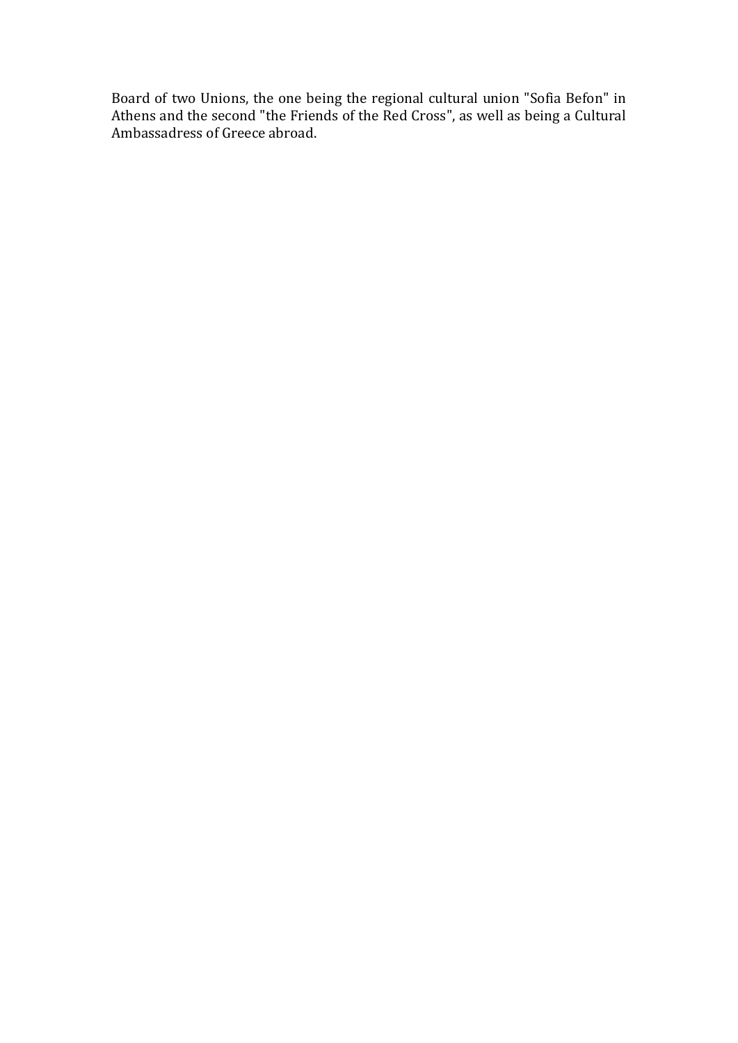Board of two Unions, the one being the regional cultural union "Sofia Befon" in Athens and the second "the Friends of the Red Cross", as well as being a Cultural Ambassadress of Greece abroad.